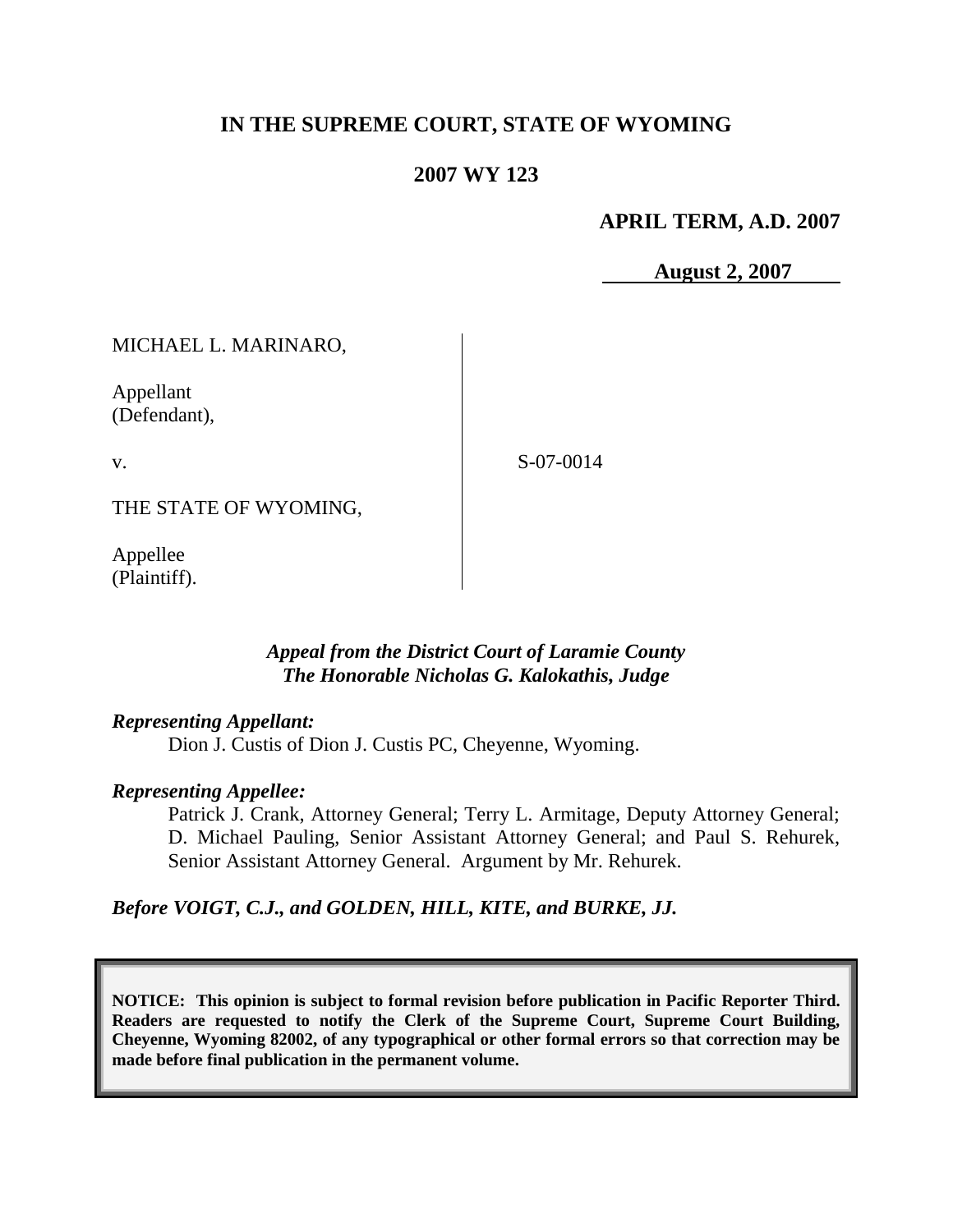# IN THE SUPREME COURT, STATE OF WYOMING

## 2007 WY 123

**APRIL TERM, A.D. 2007**

**August 2, 2007**

| | | |
|---|---|---|
| MICHAEL L. MARINARO,<br><br>Appellant<br>(Defendant),<br><br>v.<br><br>THE STATE OF WYOMING,<br><br>Appellee<br>(Plaintiff). | | S-07-0014 |

*Appeal from the District Court of Laramie County*
*The Honorable Nicholas G. Kalokathis, Judge*

*Representing Appellant:*

Dion J. Custis of Dion J. Custis PC, Cheyenne, Wyoming.

*Representing Appellee:*

Patrick J. Crank, Attorney General; Terry L. Armitage, Deputy Attorney General; D. Michael Pauling, Senior Assistant Attorney General; and Paul S. Rehurek, Senior Assistant Attorney General. Argument by Mr. Rehurek.

***Before VOIGT, C.J., and GOLDEN, HILL, KITE, and BURKE, JJ.***

**NOTICE: This opinion is subject to formal revision before publication in Pacific Reporter Third. Readers are requested to notify the Clerk of the Supreme Court, Supreme Court Building, Cheyenne, Wyoming 82002, of any typographical or other formal errors so that correction may be made before final publication in the permanent volume.**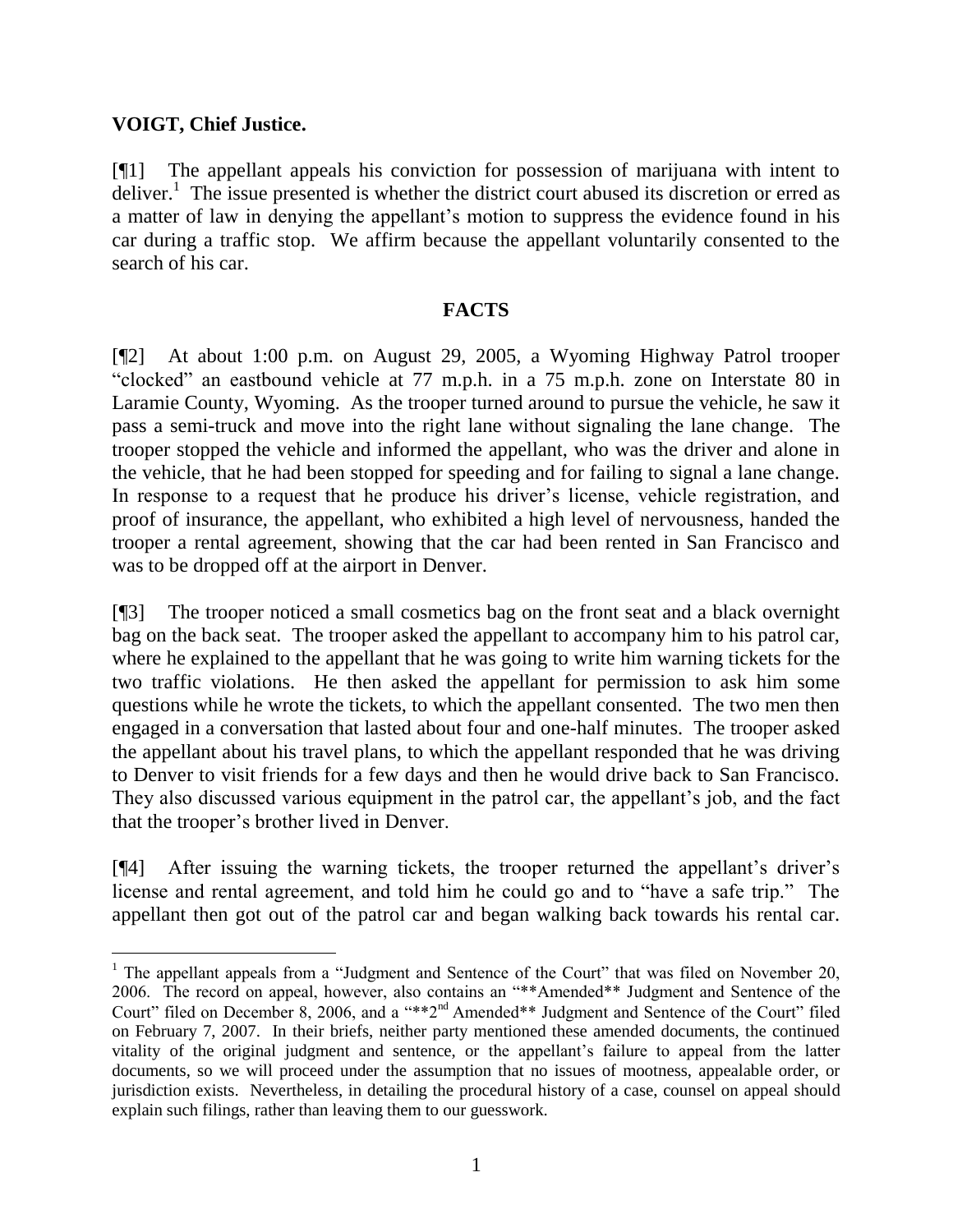**VOIGT, Chief Justice.**

[¶1] The appellant appeals his conviction for possession of marijuana with intent to deliver.[1] The issue presented is whether the district court abused its discretion or erred as a matter of law in denying the appellant's motion to suppress the evidence found in his car during a traffic stop. We affirm because the appellant voluntarily consented to the search of his car.

## FACTS

[¶2] At about 1:00 p.m. on August 29, 2005, a Wyoming Highway Patrol trooper "clocked" an eastbound vehicle at 77 m.p.h. in a 75 m.p.h. zone on Interstate 80 in Laramie County, Wyoming. As the trooper turned around to pursue the vehicle, he saw it pass a semi-truck and move into the right lane without signaling the lane change. The trooper stopped the vehicle and informed the appellant, who was the driver and alone in the vehicle, that he had been stopped for speeding and for failing to signal a lane change. In response to a request that he produce his driver's license, vehicle registration, and proof of insurance, the appellant, who exhibited a high level of nervousness, handed the trooper a rental agreement, showing that the car had been rented in San Francisco and was to be dropped off at the airport in Denver.

[¶3] The trooper noticed a small cosmetics bag on the front seat and a black overnight bag on the back seat. The trooper asked the appellant to accompany him to his patrol car, where he explained to the appellant that he was going to write him warning tickets for the two traffic violations. He then asked the appellant for permission to ask him some questions while he wrote the tickets, to which the appellant consented. The two men then engaged in a conversation that lasted about four and one-half minutes. The trooper asked the appellant about his travel plans, to which the appellant responded that he was driving to Denver to visit friends for a few days and then he would drive back to San Francisco. They also discussed various equipment in the patrol car, the appellant's job, and the fact that the trooper's brother lived in Denver.

[¶4] After issuing the warning tickets, the trooper returned the appellant's driver's license and rental agreement, and told him he could go and to "have a safe trip." The appellant then got out of the patrol car and began walking back towards his rental car.

---

[1] The appellant appeals from a "Judgment and Sentence of the Court" that was filed on November 20, 2006. The record on appeal, however, also contains an "**Amended** Judgment and Sentence of the Court" filed on December 8, 2006, and a "**2nd Amended** Judgment and Sentence of the Court" filed on February 7, 2007. In their briefs, neither party mentioned these amended documents, the continued vitality of the original judgment and sentence, or the appellant's failure to appeal from the latter documents, so we will proceed under the assumption that no issues of mootness, appealable order, or jurisdiction exists. Nevertheless, in detailing the procedural history of a case, counsel on appeal should explain such filings, rather than leaving them to our guesswork.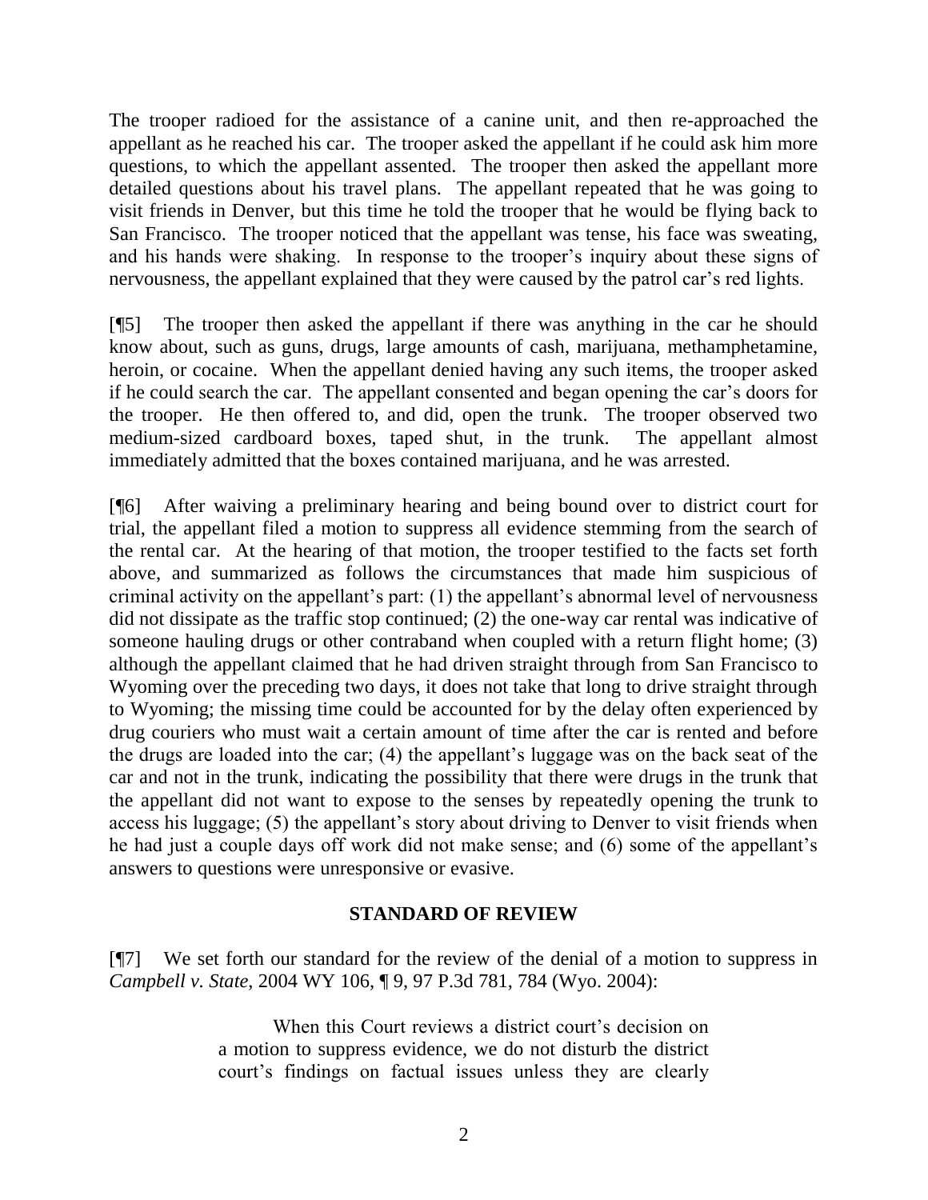The trooper radioed for the assistance of a canine unit, and then re-approached the appellant as he reached his car. The trooper asked the appellant if he could ask him more questions, to which the appellant assented. The trooper then asked the appellant more detailed questions about his travel plans. The appellant repeated that he was going to visit friends in Denver, but this time he told the trooper that he would be flying back to San Francisco. The trooper noticed that the appellant was tense, his face was sweating, and his hands were shaking. In response to the trooper's inquiry about these signs of nervousness, the appellant explained that they were caused by the patrol car's red lights.

[¶5] The trooper then asked the appellant if there was anything in the car he should know about, such as guns, drugs, large amounts of cash, marijuana, methamphetamine, heroin, or cocaine. When the appellant denied having any such items, the trooper asked if he could search the car. The appellant consented and began opening the car's doors for the trooper. He then offered to, and did, open the trunk. The trooper observed two medium-sized cardboard boxes, taped shut, in the trunk. The appellant almost immediately admitted that the boxes contained marijuana, and he was arrested.

[¶6] After waiving a preliminary hearing and being bound over to district court for trial, the appellant filed a motion to suppress all evidence stemming from the search of the rental car. At the hearing of that motion, the trooper testified to the facts set forth above, and summarized as follows the circumstances that made him suspicious of criminal activity on the appellant's part: (1) the appellant's abnormal level of nervousness did not dissipate as the traffic stop continued; (2) the one-way car rental was indicative of someone hauling drugs or other contraband when coupled with a return flight home; (3) although the appellant claimed that he had driven straight through from San Francisco to Wyoming over the preceding two days, it does not take that long to drive straight through to Wyoming; the missing time could be accounted for by the delay often experienced by drug couriers who must wait a certain amount of time after the car is rented and before the drugs are loaded into the car; (4) the appellant's luggage was on the back seat of the car and not in the trunk, indicating the possibility that there were drugs in the trunk that the appellant did not want to expose to the senses by repeatedly opening the trunk to access his luggage; (5) the appellant's story about driving to Denver to visit friends when he had just a couple days off work did not make sense; and (6) some of the appellant's answers to questions were unresponsive or evasive.

## STANDARD OF REVIEW

[¶7] We set forth our standard for the review of the denial of a motion to suppress in *Campbell v. State*, 2004 WY 106, ¶ 9, 97 P.3d 781, 784 (Wyo. 2004):

> When this Court reviews a district court's decision on a motion to suppress evidence, we do not disturb the district court's findings on factual issues unless they are clearly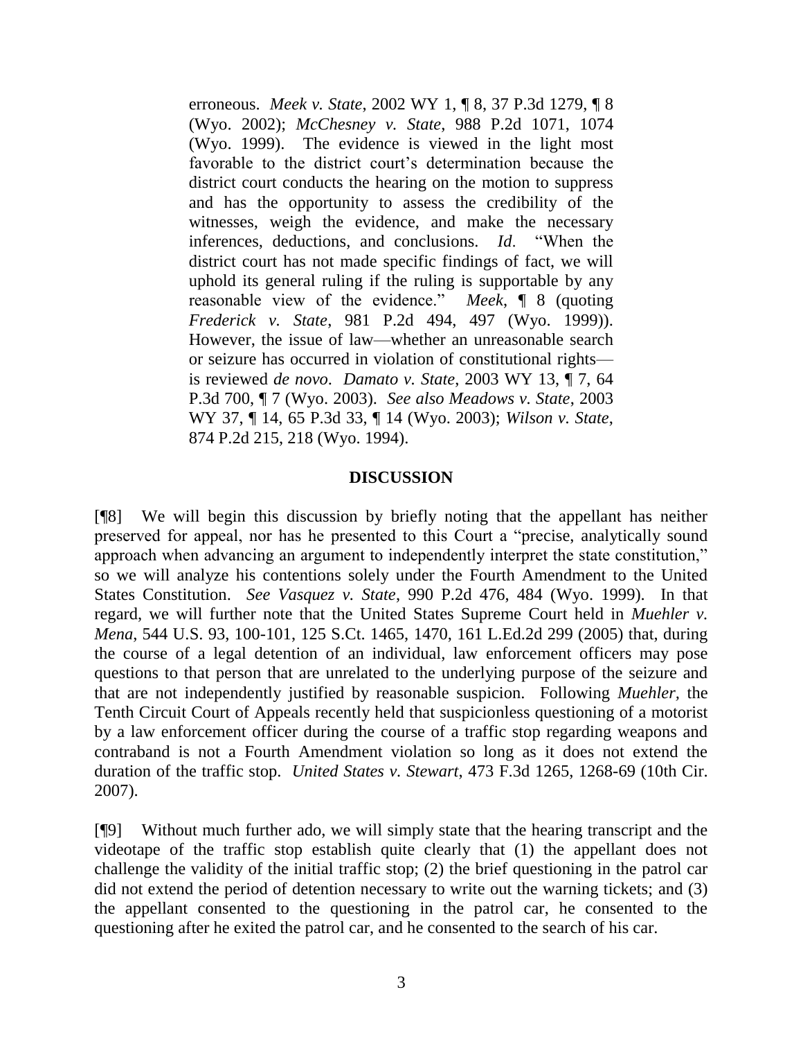erroneous. *Meek v. State*, 2002 WY 1, ¶ 8, 37 P.3d 1279, ¶ 8 (Wyo. 2002); *McChesney v. State*, 988 P.2d 1071, 1074 (Wyo. 1999). The evidence is viewed in the light most favorable to the district court's determination because the district court conducts the hearing on the motion to suppress and has the opportunity to assess the credibility of the witnesses, weigh the evidence, and make the necessary inferences, deductions, and conclusions. *Id*. "When the district court has not made specific findings of fact, we will uphold its general ruling if the ruling is supportable by any reasonable view of the evidence." *Meek*, ¶ 8 (quoting *Frederick v. State*, 981 P.2d 494, 497 (Wyo. 1999)). However, the issue of law—whether an unreasonable search or seizure has occurred in violation of constitutional rights—is reviewed *de novo*. *Damato v. State*, 2003 WY 13, ¶ 7, 64 P.3d 700, ¶ 7 (Wyo. 2003). *See also Meadows v. State*, 2003 WY 37, ¶ 14, 65 P.3d 33, ¶ 14 (Wyo. 2003); *Wilson v. State*, 874 P.2d 215, 218 (Wyo. 1994).

## DISCUSSION

[¶8] We will begin this discussion by briefly noting that the appellant has neither preserved for appeal, nor has he presented to this Court a "precise, analytically sound approach when advancing an argument to independently interpret the state constitution," so we will analyze his contentions solely under the Fourth Amendment to the United States Constitution. *See Vasquez v. State*, 990 P.2d 476, 484 (Wyo. 1999). In that regard, we will further note that the United States Supreme Court held in *Muehler v. Mena*, 544 U.S. 93, 100-101, 125 S.Ct. 1465, 1470, 161 L.Ed.2d 299 (2005) that, during the course of a legal detention of an individual, law enforcement officers may pose questions to that person that are unrelated to the underlying purpose of the seizure and that are not independently justified by reasonable suspicion. Following *Muehler*, the Tenth Circuit Court of Appeals recently held that suspicionless questioning of a motorist by a law enforcement officer during the course of a traffic stop regarding weapons and contraband is not a Fourth Amendment violation so long as it does not extend the duration of the traffic stop. *United States v. Stewart*, 473 F.3d 1265, 1268-69 (10th Cir. 2007).

[¶9] Without much further ado, we will simply state that the hearing transcript and the videotape of the traffic stop establish quite clearly that (1) the appellant does not challenge the validity of the initial traffic stop; (2) the brief questioning in the patrol car did not extend the period of detention necessary to write out the warning tickets; and (3) the appellant consented to the questioning in the patrol car, he consented to the questioning after he exited the patrol car, and he consented to the search of his car.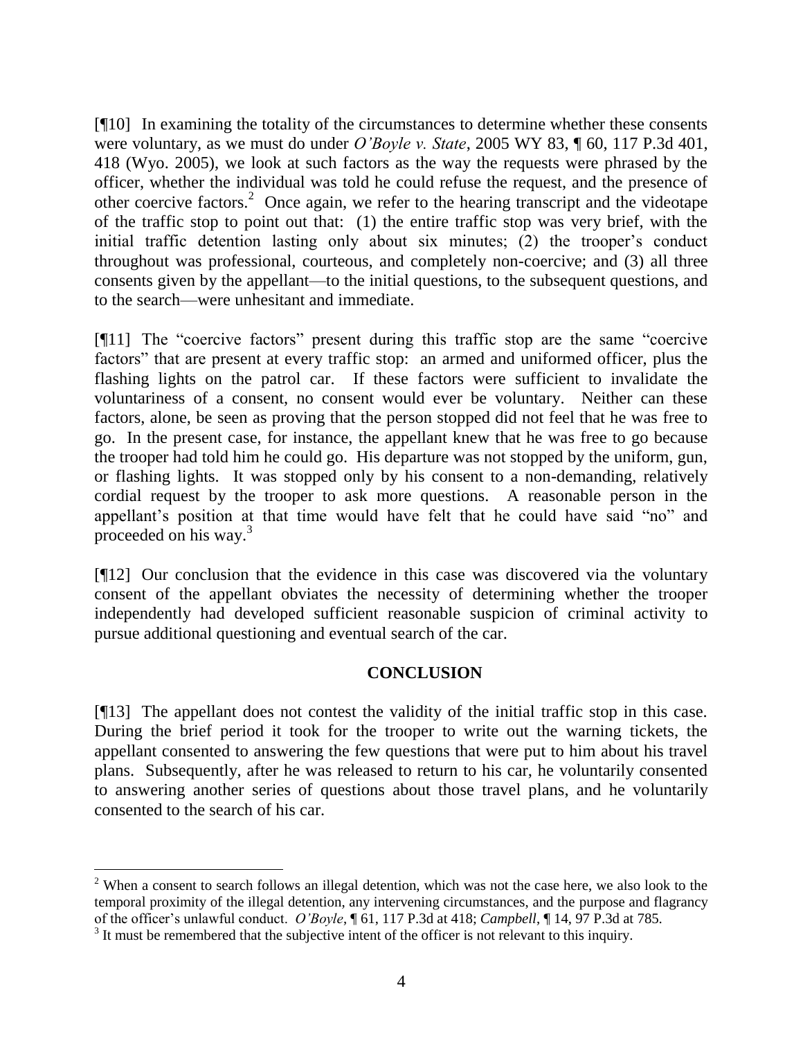[¶10] In examining the totality of the circumstances to determine whether these consents were voluntary, as we must do under *O'Boyle v. State*, 2005 WY 83, ¶ 60, 117 P.3d 401, 418 (Wyo. 2005), we look at such factors as the way the requests were phrased by the officer, whether the individual was told he could refuse the request, and the presence of other coercive factors.[2] Once again, we refer to the hearing transcript and the videotape of the traffic stop to point out that: (1) the entire traffic stop was very brief, with the initial traffic detention lasting only about six minutes; (2) the trooper's conduct throughout was professional, courteous, and completely non-coercive; and (3) all three consents given by the appellant—to the initial questions, to the subsequent questions, and to the search—were unhesitant and immediate.

[¶11] The "coercive factors" present during this traffic stop are the same "coercive factors" that are present at every traffic stop: an armed and uniformed officer, plus the flashing lights on the patrol car. If these factors were sufficient to invalidate the voluntariness of a consent, no consent would ever be voluntary. Neither can these factors, alone, be seen as proving that the person stopped did not feel that he was free to go. In the present case, for instance, the appellant knew that he was free to go because the trooper had told him he could go. His departure was not stopped by the uniform, gun, or flashing lights. It was stopped only by his consent to a non-demanding, relatively cordial request by the trooper to ask more questions. A reasonable person in the appellant's position at that time would have felt that he could have said "no" and proceeded on his way.[3]

[¶12] Our conclusion that the evidence in this case was discovered via the voluntary consent of the appellant obviates the necessity of determining whether the trooper independently had developed sufficient reasonable suspicion of criminal activity to pursue additional questioning and eventual search of the car.

## CONCLUSION

[¶13] The appellant does not contest the validity of the initial traffic stop in this case. During the brief period it took for the trooper to write out the warning tickets, the appellant consented to answering the few questions that were put to him about his travel plans. Subsequently, after he was released to return to his car, he voluntarily consented to answering another series of questions about those travel plans, and he voluntarily consented to the search of his car.

---

[2] When a consent to search follows an illegal detention, which was not the case here, we also look to the temporal proximity of the illegal detention, any intervening circumstances, and the purpose and flagrancy of the officer's unlawful conduct. *O'Boyle*, ¶ 61, 117 P.3d at 418; *Campbell*, ¶ 14, 97 P.3d at 785.

[3] It must be remembered that the subjective intent of the officer is not relevant to this inquiry.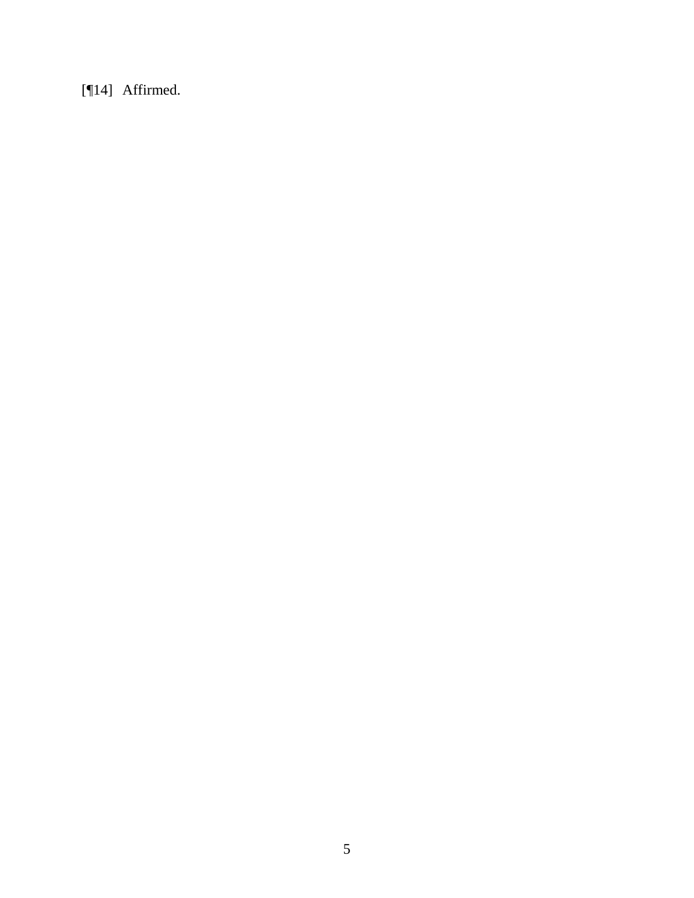[¶14] Affirmed.